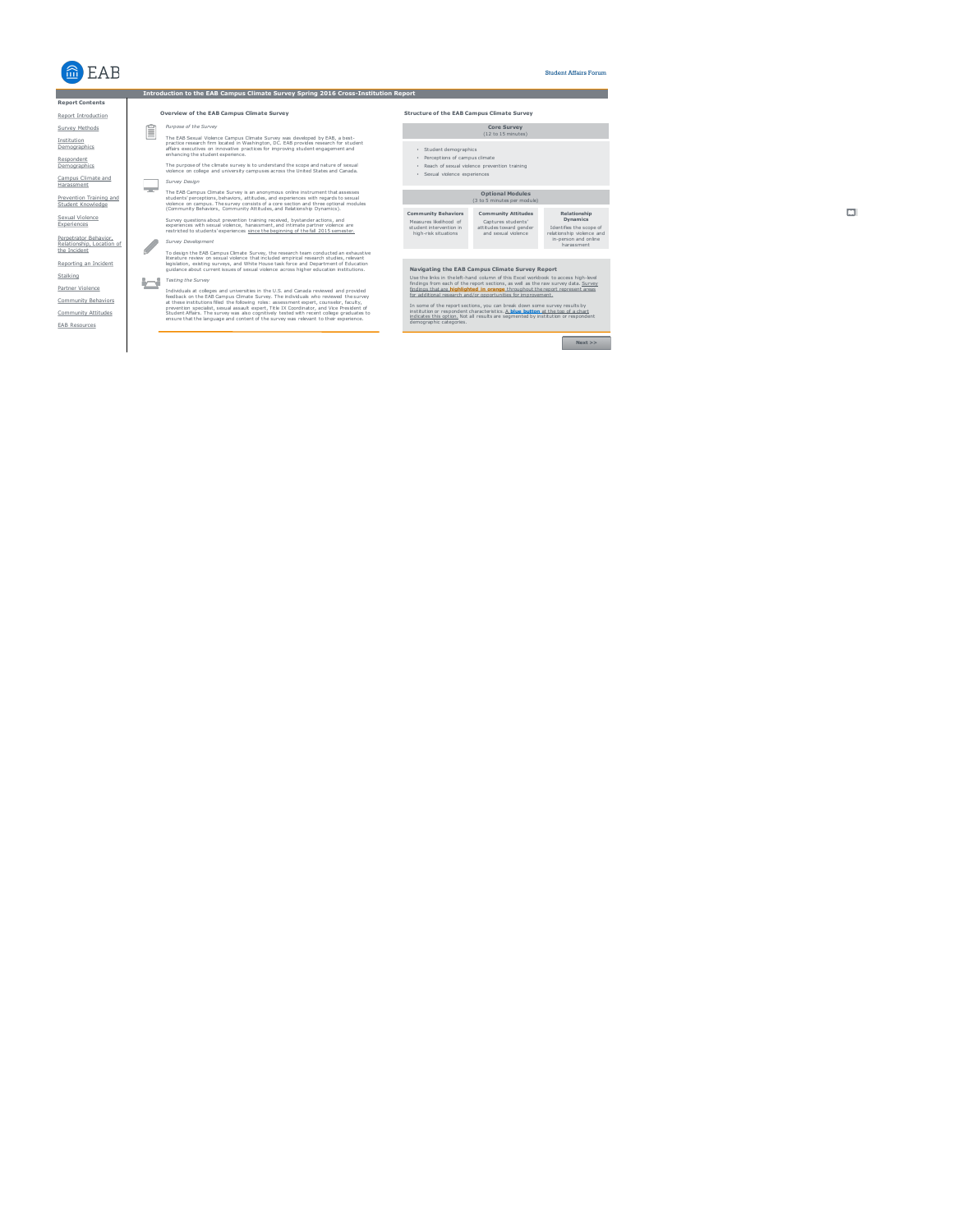EAB

Student Affairs Forum

**Report Contents**

- Report Introduction
- Survey Methods
- Institution Demographics
- Respondent Demographics
- Campus Climate and Harassment
- Prevention Training and Student Knowledge
- Sexual Violence Experiences
- Perpetrator Behavior, Relationship, Location of the Incident
- Reporting an Incident
- Stalking
- Partner Violence
- Community Behaviors
- Community Attitudes
- EAB Resources

# Introduction to the EAB Campus Climate Survey Spring 2016 Cross-Institution Report

## Overview of the EAB Campus Climate Survey

*Purpose of the Survey*

The EAB Sexual Violence Campus Climate Survey was developed by EAB, a best-practice research firm located in Washington, DC. EAB provides research for student affairs executives on innovative practices for improving student engagement and enhancing the student experience.

The purpose of the climate survey is to understand the scope and nature of sexual violence on college and university campuses across the United States and Canada.

*Survey Design*

The EAB Campus Climate Survey is an anonymous online instrument that assesses students' perceptions, behaviors, attitudes, and experiences with regards to sexual violence on campus. The survey consists of a core section and three optional modules (Community Behaviors, Community Attitudes, and Relationship Dynamics).

Survey questions about prevention training received, bystander actions, and experiences with sexual violence, harassment, and intimate partner violence are restricted to students' experiences since the beginning of the fall 2015 semester.

*Survey Development*

To design the EAB Campus Climate Survey, the research team conducted an exhaustive literature review on sexual violence that included empirical research studies, relevant legislation, existing surveys, and White House task force and Department of Education guidance about current issues of sexual violence across higher education institutions.

*Testing the Survey*

Individuals at colleges and universities in the U.S. and Canada reviewed and provided feedback on the EAB Campus Climate Survey. The individuals who reviewed the survey at these institutions filled the following roles: assessment expert, counselor, faculty, prevention specialist, sexual assault expert, Title IX Coordinator, and Vice President of Student Affairs. The survey was also cognitively tested with recent college graduates to ensure that the language and content of the survey was relevant to their experience.

## Structure of the EAB Campus Climate Survey

**Core Survey**
(12 to 15 minutes)

- Student demographics
- Perceptions of campus climate
- Reach of sexual violence prevention training
- Sexual violence experiences

**Optional Modules**
(3 to 5 minutes per module)

| Community Behaviors | Community Attitudes | Relationship Dynamics |
|---|---|---|
| Measures likelihood of student intervention in high-risk situations | Captures students' attitudes toward gender and sexual violence | Identifies the scope of relationship violence and in-person and online harassment |

### Navigating the EAB Campus Climate Survey Report

Use the links in the left-hand column of this Excel workbook to access high-level findings from each of the report sections, as well as the raw survey data. Survey findings that are **highlighted in orange** throughout the report represent areas for additional research and/or opportunities for improvement.

In some of the report sections, you can break down some survey results by institution or respondent characteristics. A **blue button** at the top of a chart indicates this option. Not all results are segmented by institution or respondent demographic categories.

Next >>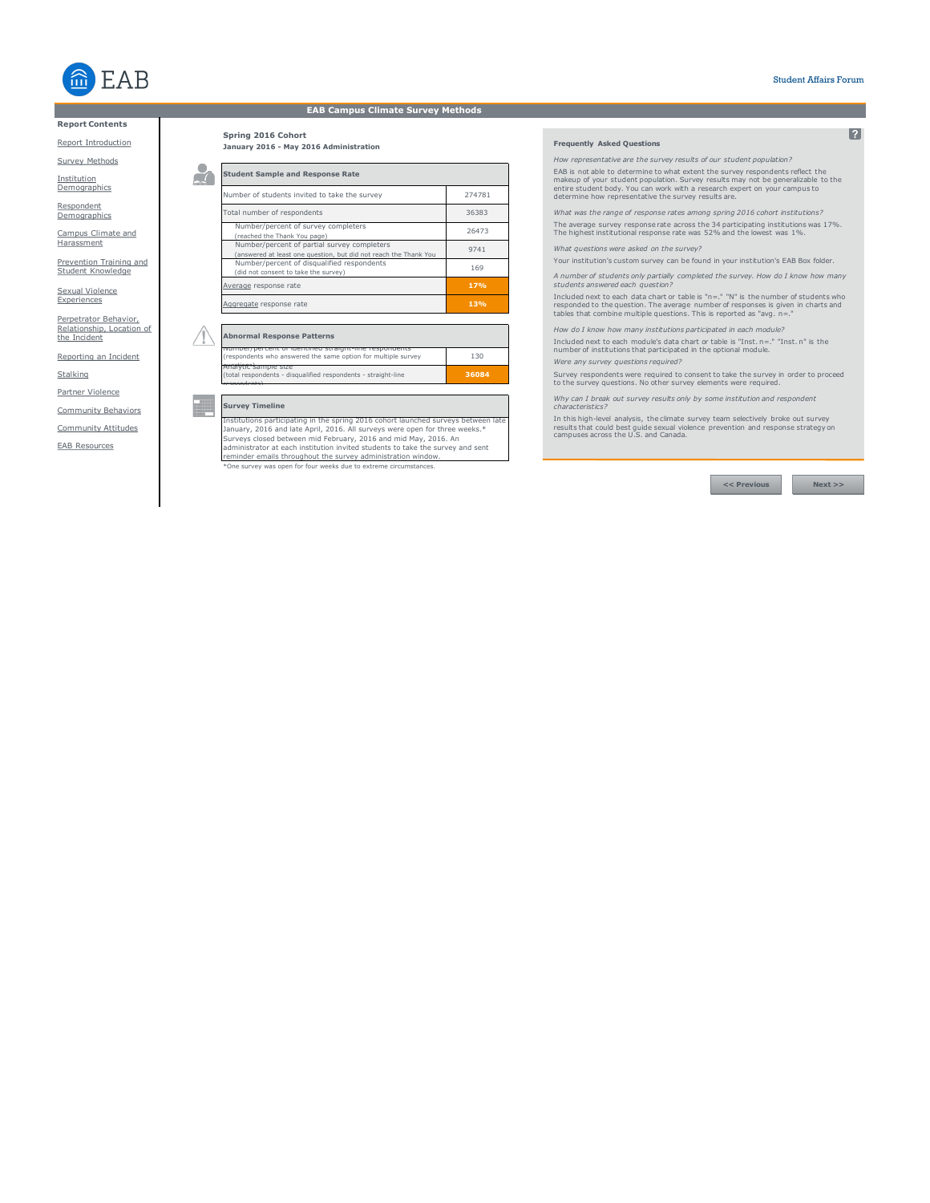# EAB Campus Climate Survey Methods

**Report Contents**

- Report Introduction
- Survey Methods
- Institution Demographics
- Respondent Demographics
- Campus Climate and Harassment
- Prevention Training and Student Knowledge
- Sexual Violence Experiences
- Perpetrator Behavior, Relationship, Location of the Incident
- Reporting an Incident
- Stalking
- Partner Violence
- Community Behaviors
- Community Attitudes
- EAB Resources

**Spring 2016 Cohort**
**January 2016 - May 2016 Administration**

| Student Sample and Response Rate | |
|---|---|
| Number of students invited to take the survey | 274781 |
| Total number of respondents | 36383 |
| Number/percent of survey completers (reached the Thank You page) | 26473 |
| Number/percent of partial survey completers (answered at least one question, but did not reach the Thank You | 9741 |
| Number/percent of disqualified respondents (did not consent to take the survey) | 169 |
| Average response rate | **17%** |
| Aggregate response rate | **13%** |

| Abnormal Response Patterns | |
|---|---|
| Number/percent of identified straight-line respondents (respondents who answered the same option for multiple survey iterations) | 130 |
| Analytic sample size (total respondents - disqualified respondents - straight-line respondents) | **36084** |

| Survey Timeline |
|---|
| Institutions participating in the spring 2016 cohort launched surveys between late January, 2016 and late April, 2016. All surveys were open for three weeks.* Surveys closed between mid February, 2016 and mid May, 2016. An administrator at each institution invited students to take the survey and sent reminder emails throughout the survey administration window. |

*One survey was open for four weeks due to extreme circumstances.

**Frequently Asked Questions**

*How representative are the survey results of our student population?*

EAB is not able to determine to what extent the survey respondents reflect the makeup of your student population. Survey results may not be generalizable to the entire student body. You can work with a research expert on your campus to determine how representative the survey results are.

*What was the range of response rates among spring 2016 cohort institutions?*

The average survey response rate across the 34 participating institutions was 17%. The highest institutional response rate was 52% and the lowest was 1%.

*What questions were asked on the survey?*

Your institution's custom survey can be found in your institution's EAB Box folder.

*A number of students only partially completed the survey. How do I know how many students answered each question?*

Included next to each data chart or table is "n=." "N" is the number of students who responded to the question. The average number of responses is given in charts and tables that combine multiple questions. This is reported as "avg. n=."

*How do I know how many institutions participated in each module?*

Included next to each module's data chart or table is "Inst. n=." "Inst. n" is the number of institutions that participated in the optional module.

*Were any survey questions required?*

Survey respondents were required to consent to take the survey in order to proceed to the survey questions. No other survey elements were required.

*Why can I break out survey results only by some institution and respondent characteristics?*

In this high-level analysis, the climate survey team selectively broke out survey results that could best guide sexual violence prevention and response strategy on campuses across the U.S. and Canada.

<< Previous | Next >>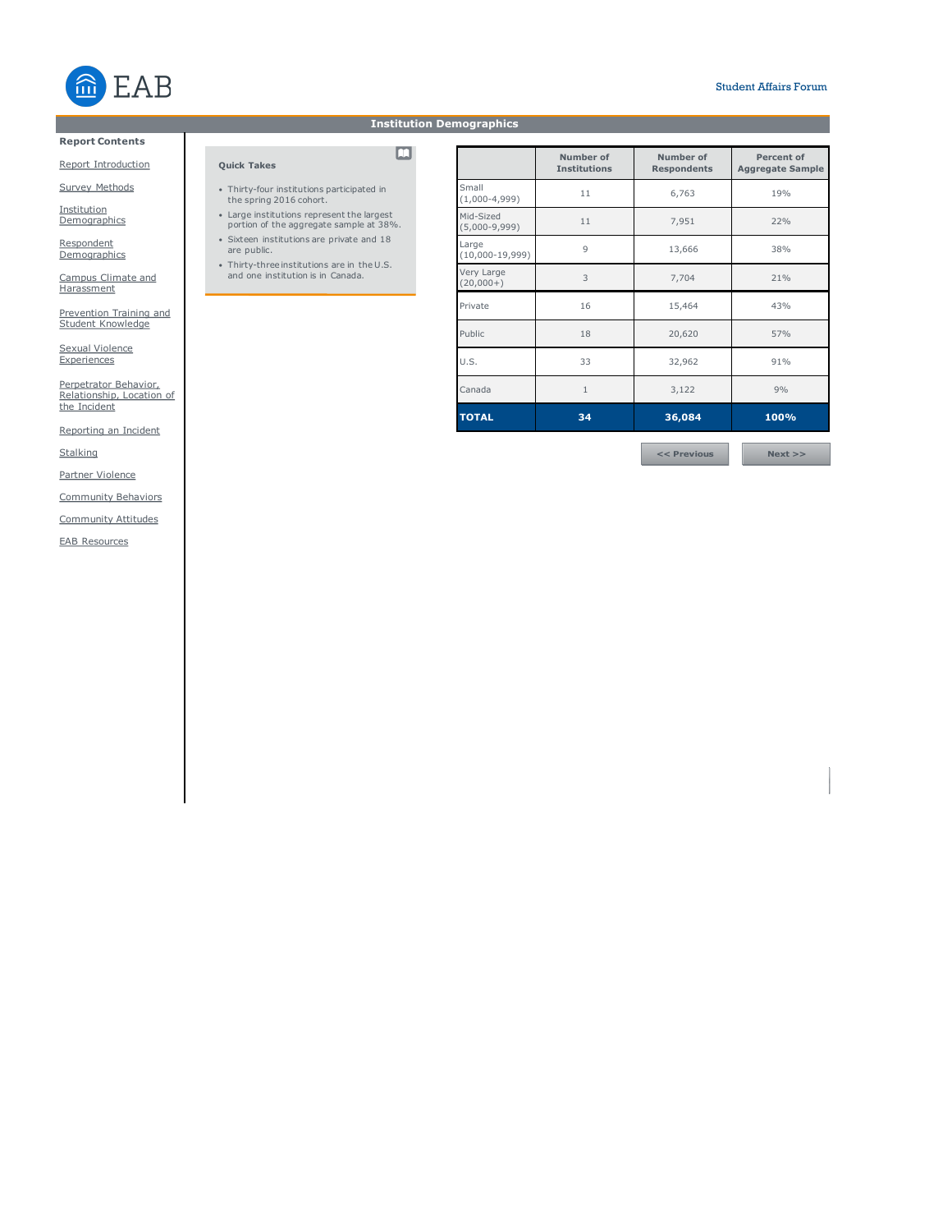## Institution Demographics

**Report Contents**

- Report Introduction
- Survey Methods
- Institution Demographics
- Respondent Demographics
- Campus Climate and Harassment
- Prevention Training and Student Knowledge
- Sexual Violence Experiences
- Perpetrator Behavior, Relationship, Location of the Incident
- Reporting an Incident
- Stalking
- Partner Violence
- Community Behaviors
- Community Attitudes
- EAB Resources

### Quick Takes

- Thirty-four institutions participated in the spring 2016 cohort.
- Large institutions represent the largest portion of the aggregate sample at 38%.
- Sixteen institutions are private and 18 are public.
- Thirty-three institutions are in the U.S. and one institution is in Canada.

| | Number of Institutions | Number of Respondents | Percent of Aggregate Sample |
|---|---|---|---|
| Small (1,000-4,999) | 11 | 6,763 | 19% |
| Mid-Sized (5,000-9,999) | 11 | 7,951 | 22% |
| Large (10,000-19,999) | 9 | 13,666 | 38% |
| Very Large (20,000+) | 3 | 7,704 | 21% |
| Private | 16 | 15,464 | 43% |
| Public | 18 | 20,620 | 57% |
| U.S. | 33 | 32,962 | 91% |
| Canada | 1 | 3,122 | 9% |
| **TOTAL** | **34** | **36,084** | **100%** |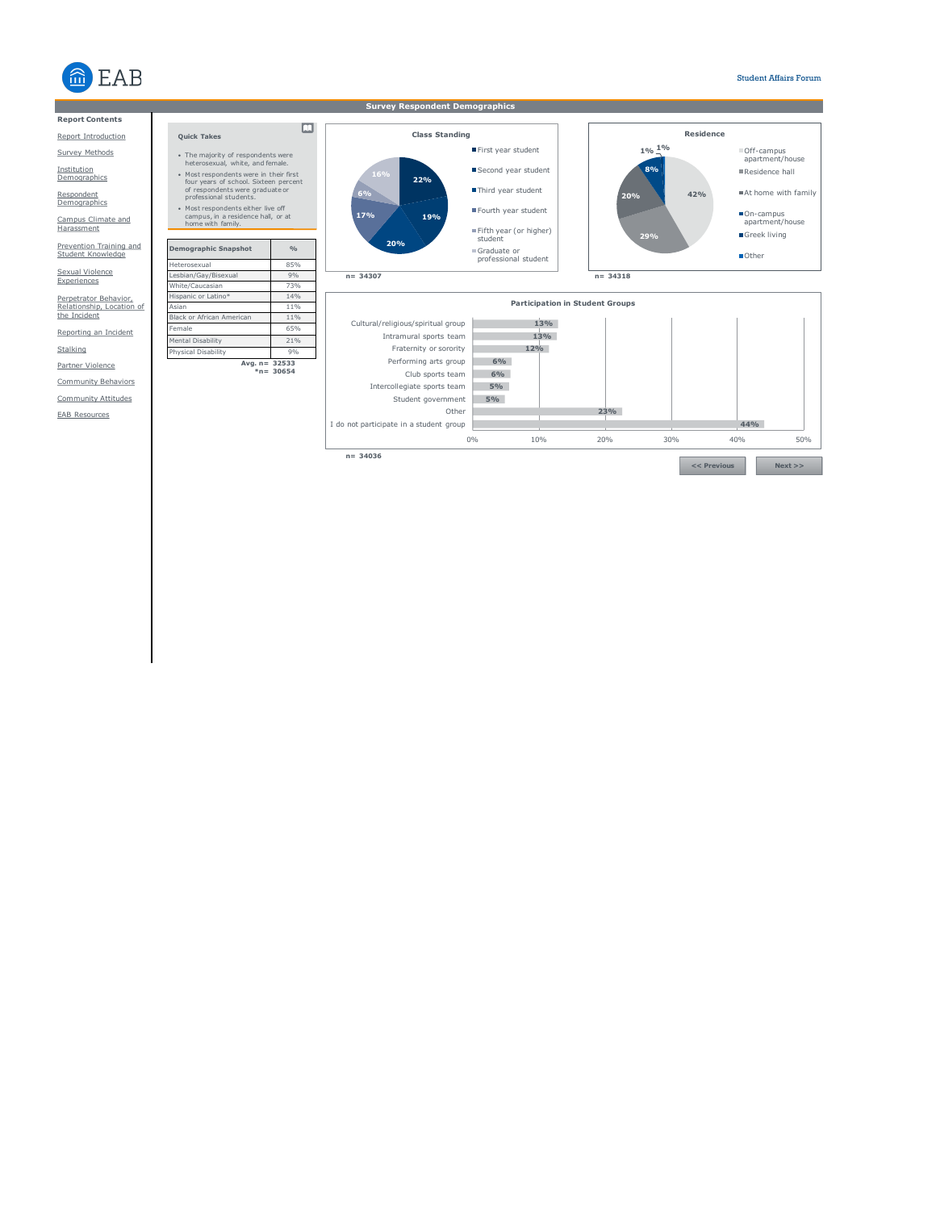Report Contents

- Report Introduction
- Survey Methods
- Institution Demographics
- Respondent Demographics
- Campus Climate and Harassment
- Prevention Training and Student Knowledge
- Sexual Violence Experiences
- Perpetrator Behavior, Relationship, Location of the Incident
- Reporting an Incident
- Stalking
- Partner Violence
- Community Behaviors
- Community Attitudes
- EAB Resources

## Survey Respondent Demographics

### Quick Takes

- The majority of respondents were heterosexual, white, and female.
- Most respondents were in their first four years of school. Sixteen percent of respondents were graduate or professional students.
- Most respondents either live off campus, in a residence hall, or at home with family.

| Demographic Snapshot | % |
|---|---|
| Heterosexual | 85% |
| Lesbian/Gay/Bisexual | 9% |
| White/Caucasian | 73% |
| Hispanic or Latino* | 14% |
| Asian | 11% |
| Black or African American | 11% |
| Female | 65% |
| Mental Disability | 21% |
| Physical Disability | 9% |

Avg. n= 32533
*n= 30654

### Class Standing

| Class Standing | % |
|---|---|
| First year student | 22% |
| Second year student | 19% |
| Third year student | 20% |
| Fourth year student | 17% |
| Fifth year (or higher) student | 6% |
| Graduate or professional student | 16% |

n= 34307

### Residence

| Residence | % |
|---|---|
| Off-campus apartment/house | 42% |
| Residence hall | 29% |
| At home with family | 20% |
| On-campus apartment/house | 8% |
| Greek living | 1% |
| Other | 1% |

n= 34318

### Participation in Student Groups

| Group | % |
|---|---|
| Cultural/religious/spiritual group | 13% |
| Intramural sports team | 13% |
| Fraternity or sorority | 12% |
| Performing arts group | 6% |
| Club sports team | 6% |
| Intercollegiate sports team | 5% |
| Student government | 5% |
| Other | 23% |
| I do not participate in a student group | 44% |

n= 34036

<< Previous | Next >>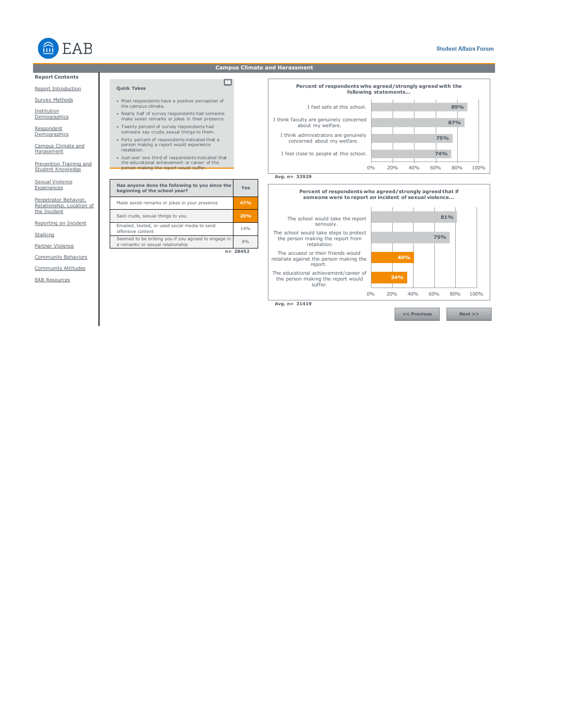## Campus Climate and Harassment

**Report Contents**

- Report Introduction
- Survey Methods
- Institution Demographics
- Respondent Demographics
- Campus Climate and Harassment
- Prevention Training and Student Knowledge
- Sexual Violence Experiences
- Perpetrator Behavior, Relationship, Location of the Incident
- Reporting an Incident
- Stalking
- Partner Violence
- Community Behaviors
- Community Attitudes
- EAB Resources

### Quick Takes

- Most respondents have a positive perception of the campus climate.
- Nearly half of survey respondents had someone make sexist remarks or jokes in their presence.
- Twenty percent of survey respondents had someone say crude, sexual things to them.
- Forty percent of respondents indicated that a person making a report would experience retaliation.
- Just over one third of respondents indicated that the educational achievement or career of the person making the report would suffer.

| Has anyone done the following to you since the beginning of the school year? | Yes |
|---|---|
| Made sexist remarks or jokes in your presence | 47% |
| Said crude, sexual things to you | 20% |
| Emailed, texted, or used social media to send offensive content | 14% |
| Seemed to be bribing you if you agreed to engage in a romantic or sexual relationship | 8% |

n= 28452

**Percent of respondents who agreed/strongly agreed with the following statements...**

| Statement | Percent |
|---|---|
| I feel safe at this school. | 89% |
| I think faculty are genuinely concerned about my welfare. | 87% |
| I think administrators are genuinely concerned about my welfare. | 75% |
| I feel close to people at this school. | 74% |

Avg. n= 32929

**Percent of respondents who agreed/strongly agreed that if someone were to report an incident of sexual violence...**

| Statement | Percent |
|---|---|
| The school would take the report seriously. | 81% |
| The school would take steps to protect the person making the report from retaliation. | 75% |
| The accused or their friends would retaliate against the person making the report. | 40% |
| The educational achievement/career of the person making the report would suffer. | 34% |

Avg. n= 31419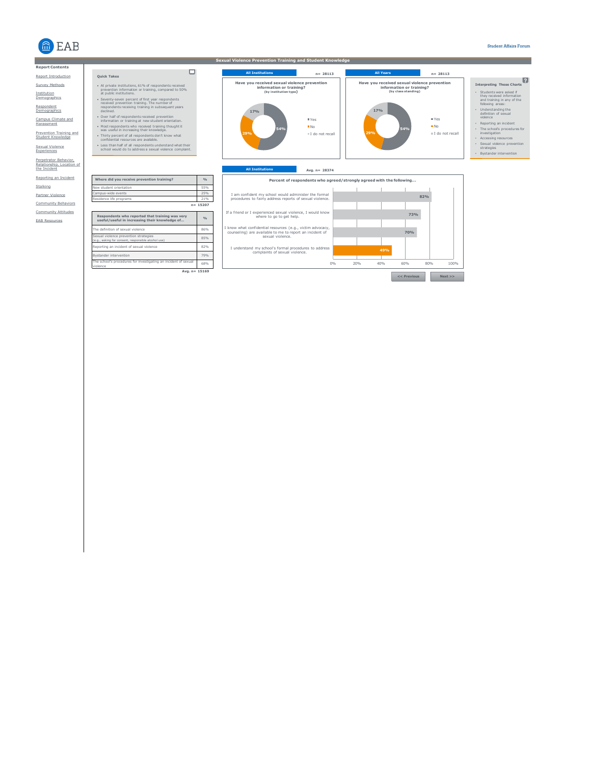## Sexual Violence Prevention Training and Student Knowledge

**Report Contents**

- Report Introduction
- Survey Methods
- Institution Demographics
- Respondent Demographics
- Campus Climate and Harassment
- Prevention Training and Student Knowledge
- Sexual Violence Experiences
- Perpetrator Behavior, Relationship, Location of the Incident
- Reporting an Incident
- Stalking
- Partner Violence
- Community Behaviors
- Community Attitudes
- EAB Resources

### Quick Takes

- At private institutions, 61% of respondents received prevention information or training, compared to 50% at public institutions.
- Seventy-seven percent of first year respondents received prevention training. The number of respondents receiving training in subsequent years declined.
- Over half of respondents received prevention information or training at new student orientation.
- Most respondents who received training thought it was useful in increasing their knowledge.
- Thirty percent of all respondents don't know what confidential resources are available.
- Less than half of all respondents understand what their school would do to address a sexual violence complaint.

**All Institutions** n= 28113

**Have you received sexual violence prevention information or training?** (by institution type)

| Response | % |
|---|---|
| Yes | 54% |
| No | 29% |
| I do not recall | 17% |

**All Years** n= 28113

**Have you received sexual violence prevention information or training?** (by class standing)

| Response | % |
|---|---|
| Yes | 54% |
| No | 29% |
| I do not recall | 17% |

### Interpreting These Charts

- Students were asked if they received information and training in any of the following areas:
- Understanding the definition of sexual violence
- Reporting an incident
- The school's procedures for investigation
- Accessing resources
- Sexual violence prevention strategies
- Bystander intervention

| Where did you receive prevention training? | % |
|---|---|
| New student orientation | 55% |
| Campus-wide events | 25% |
| Residence life programs | 21% |

n= 15207

| Respondents who reported that training was very useful/useful in increasing their knowledge of... | % |
|---|---|
| The definition of sexual violence | 86% |
| Sexual violence prevention strategies (e.g., asking for consent, responsible alcohol use) | 85% |
| Reporting an incident of sexual violence | 82% |
| Bystander intervention | 79% |
| The school's procedures for investigating an incident of sexual violence | 68% |

Avg. n= 15169

**All Institutions** Avg. n= 28374

**Percent of respondents who agreed/strongly agreed with the following...**

| Statement | % |
|---|---|
| I am confident my school would administer the formal procedures to fairly address reports of sexual violence. | 82% |
| If a friend or I experienced sexual violence, I would know where to go to get help. | 73% |
| I know what confidential resources (e.g., victim advocacy, counseling) are available to me to report an incident of sexual violence. | 70% |
| I understand my school's formal procedures to address complaints of sexual violence. | 49% |

<< Previous | Next >>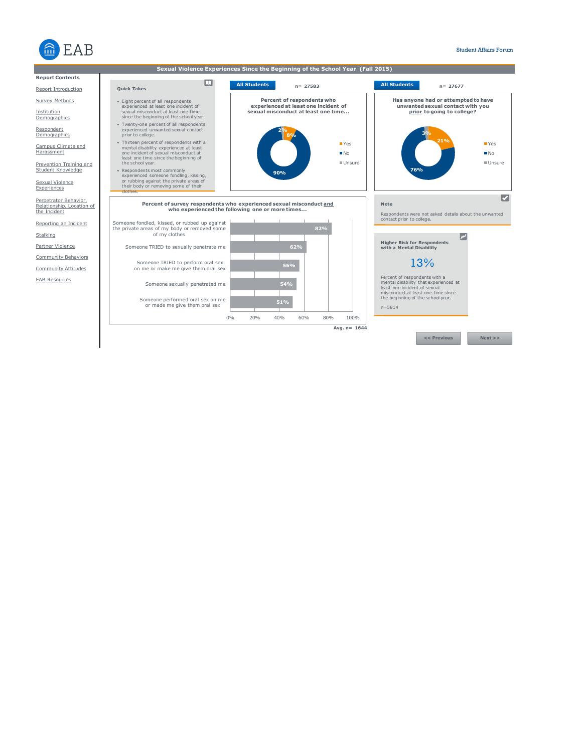Student Affairs Forum

## Sexual Violence Experiences Since the Beginning of the School Year (Fall 2015)

**Report Contents**

- Report Introduction
- Survey Methods
- Institution Demographics
- Respondent Demographics
- Campus Climate and Harassment
- Prevention Training and Student Knowledge
- Sexual Violence Experiences
- Perpetrator Behavior, Relationship, Location of the Incident
- Reporting an Incident
- Stalking
- Partner Violence
- Community Behaviors
- Community Attitudes
- EAB Resources

### Quick Takes

- Eight percent of all respondents experienced at least one incident of sexual misconduct at least one time since the beginning of the school year.
- Twenty-one percent of all respondents experienced unwanted sexual contact prior to college.
- Thirteen percent of respondents with a mental disability experienced at least one incident of sexual misconduct at least one time since the beginning of the school year.
- Respondents most commonly experienced someone fondling, kissing, or rubbing against the private areas of their body or removing some of their clothes.

**All Students** n= 27583

**Percent of respondents who experienced at least one incident of sexual misconduct at least one time...**

| Response | Percent |
|---|---|
| Yes | 8% |
| No | 90% |
| Unsure | 2% |

**All Students** n= 27677

**Has anyone had or attempted to have unwanted sexual contact with you prior to going to college?**

| Response | Percent |
|---|---|
| Yes | 21% |
| No | 76% |
| Unsure | 3% |

**Percent of survey respondents who experienced sexual misconduct and who experienced the following one or more times...**

| Experience | Percent |
|---|---|
| Someone fondled, kissed, or rubbed up against the private areas of my body or removed some of my clothes | 82% |
| Someone TRIED to sexually penetrate me | 62% |
| Someone TRIED to perform oral sex on me or make me give them oral sex | 56% |
| Someone sexually penetrated me | 54% |
| Someone performed oral sex on me or made me give them oral sex | 51% |

Avg. n= 1644

**Note**

Respondents were not asked details about the unwanted contact prior to college.

**Higher Risk for Respondents with a Mental Disability**

13%

Percent of respondents with a mental disability that experienced at least one incident of sexual misconduct at least one time since the beginning of the school year.

n=5814

<< Previous | Next >>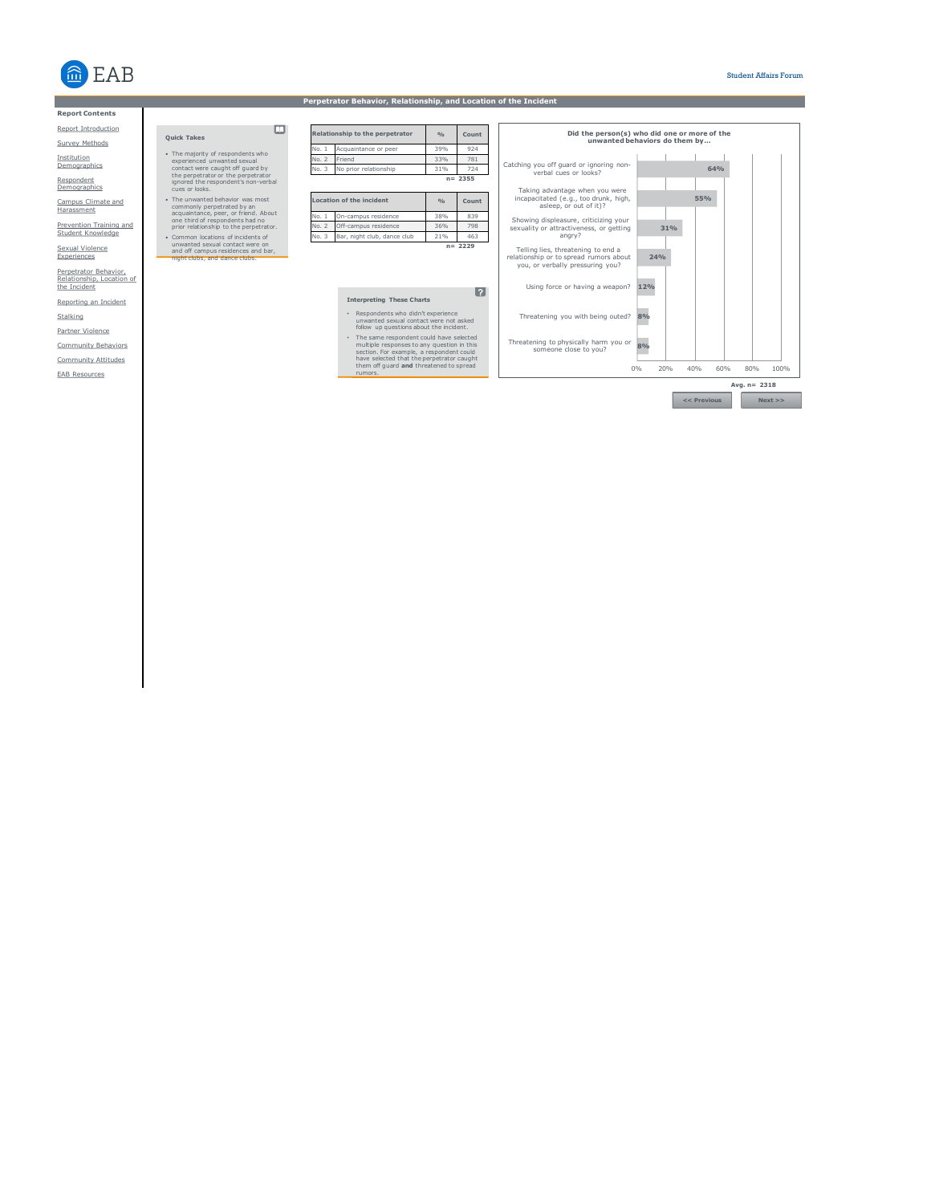## Perpetrator Behavior, Relationship, and Location of the Incident

**Report Contents**

- Report Introduction
- Survey Methods
- Institution Demographics
- Respondent Demographics
- Campus Climate and Harassment
- Prevention Training and Student Knowledge
- Sexual Violence Experiences
- Perpetrator Behavior, Relationship, Location of the Incident
- Reporting an Incident
- Stalking
- Partner Violence
- Community Behaviors
- Community Attitudes
- EAB Resources

### Quick Takes

- The majority of respondents who experienced unwanted sexual contact were caught off guard by the perpetrator or the perpetrator ignored the respondent's non-verbal cues or looks.
- The unwanted behavior was most commonly perpetrated by an acquaintance, peer, or friend. About one third of respondents had no prior relationship to the perpetrator.
- Common locations of incidents of unwanted sexual contact were on and off campus residences and bar, night clubs, and dance clubs.

| | Relationship to the perpetrator | % | Count |
|---|---|---|---|
| No. 1 | Acquaintance or peer | 39% | 924 |
| No. 2 | Friend | 33% | 781 |
| No. 3 | No prior relationship | 31% | 724 |
| | | n= | 2355 |

| | Location of the incident | % | Count |
|---|---|---|---|
| No. 1 | On-campus residence | 38% | 839 |
| No. 2 | Off-campus residence | 36% | 798 |
| No. 3 | Bar, night club, dance club | 21% | 463 |
| | | n= | 2229 |

### Interpreting These Charts

- Respondents who didn't experience unwanted sexual contact were not asked follow up questions about the incident.
- The same respondent could have selected multiple responses to any question in this section. For example, a respondent could have selected that the perpetrator caught them off guard **and** threatened to spread rumors.

### Did the person(s) who did one or more of the unwanted behaviors do them by…

| Behavior | % |
|---|---|
| Catching you off guard or ignoring non-verbal cues or looks? | 64% |
| Taking advantage when you were incapacitated (e.g., too drunk, high, asleep, or out of it)? | 55% |
| Showing displeasure, criticizing your sexuality or attractiveness, or getting angry? | 31% |
| Telling lies, threatening to end a relationship or to spread rumors about you, or verbally pressuring you? | 24% |
| Using force or having a weapon? | 12% |
| Threatening you with being outed? | 8% |
| Threatening to physically harm you or someone close to you? | 8% |

Avg. n= 2318

<< Previous | Next >>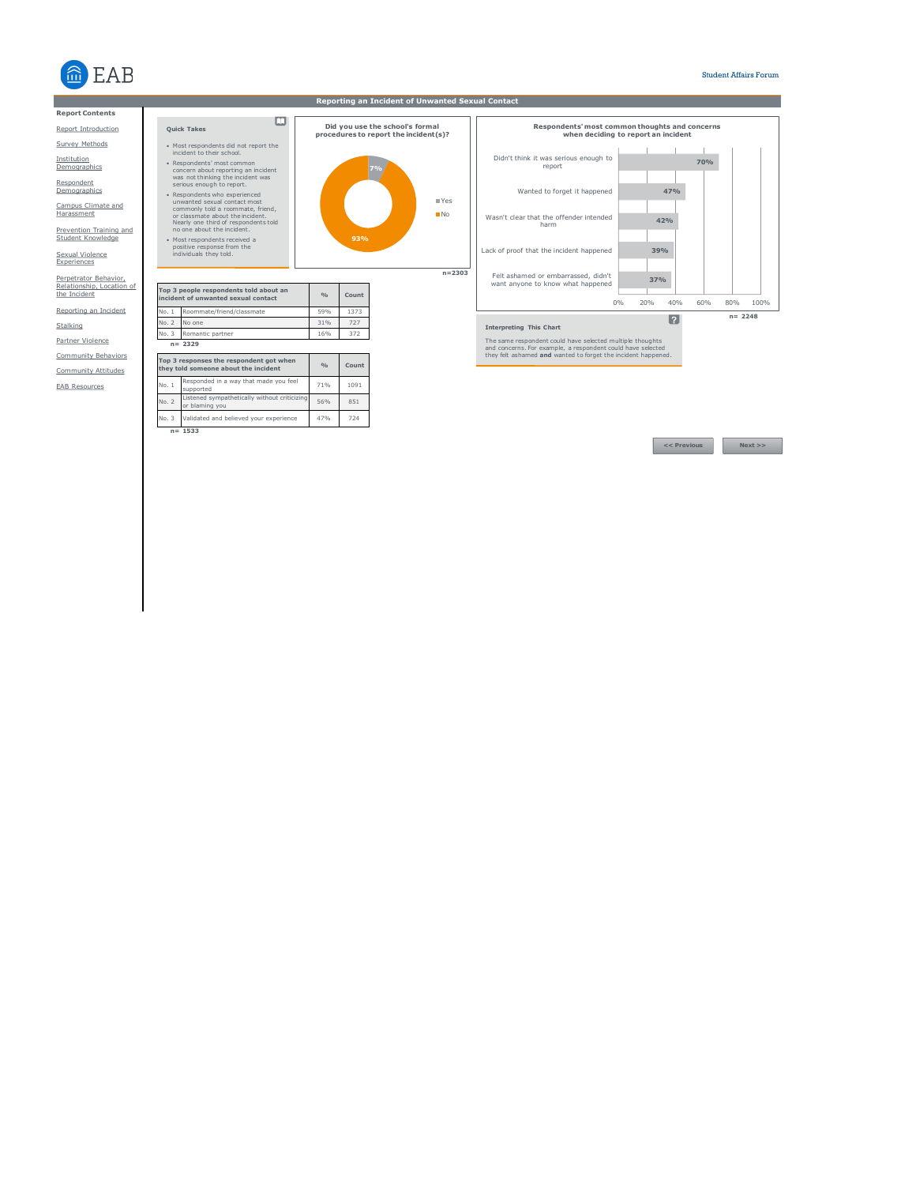## Reporting an Incident of Unwanted Sexual Contact

**Report Contents**

- Report Introduction
- Survey Methods
- Institution Demographics
- Respondent Demographics
- Campus Climate and Harassment
- Prevention Training and Student Knowledge
- Sexual Violence Experiences
- Perpetrator Behavior, Relationship, Location of the Incident
- Reporting an Incident
- Stalking
- Partner Violence
- Community Behaviors
- Community Attitudes
- EAB Resources

### Quick Takes

- Most respondents did not report the incident to their school.
- Respondents' most common concern about reporting an incident was not thinking the incident was serious enough to report.
- Respondents who experienced unwanted sexual contact most commonly told a roommate, friend, or classmate about the incident. Nearly one third of respondents told no one about the incident.
- Most respondents received a positive response from the individuals they told.

### Did you use the school's formal procedures to report the incident(s)?

| Response | % |
|---|---|
| Yes | 7% |
| No | 93% |

n=2303

### Respondents' most common thoughts and concerns when deciding to report an incident

| Thought/Concern | % |
|---|---|
| Didn't think it was serious enough to report | 70% |
| Wanted to forget it happened | 47% |
| Wasn't clear that the offender intended harm | 42% |
| Lack of proof that the incident happened | 39% |
| Felt ashamed or embarrassed, didn't want anyone to know what happened | 37% |

n= 2248

**Interpreting This Chart**

The same respondent could have selected multiple thoughts and concerns. For example, a respondent could have selected they felt ashamed **and** wanted to forget the incident happened.

| Top 3 people respondents told about an incident of unwanted sexual contact | | % | Count |
|---|---|---|---|
| No. 1 | Roommate/friend/classmate | 59% | 1373 |
| No. 2 | No one | 31% | 727 |
| No. 3 | Romantic partner | 16% | 372 |

n= 2329

| Top 3 responses the respondent got when they told someone about the incident | | % | Count |
|---|---|---|---|
| No. 1 | Responded in a way that made you feel supported | 71% | 1091 |
| No. 2 | Listened sympathetically without criticizing or blaming you | 56% | 851 |
| No. 3 | Validated and believed your experience | 47% | 724 |

n= 1533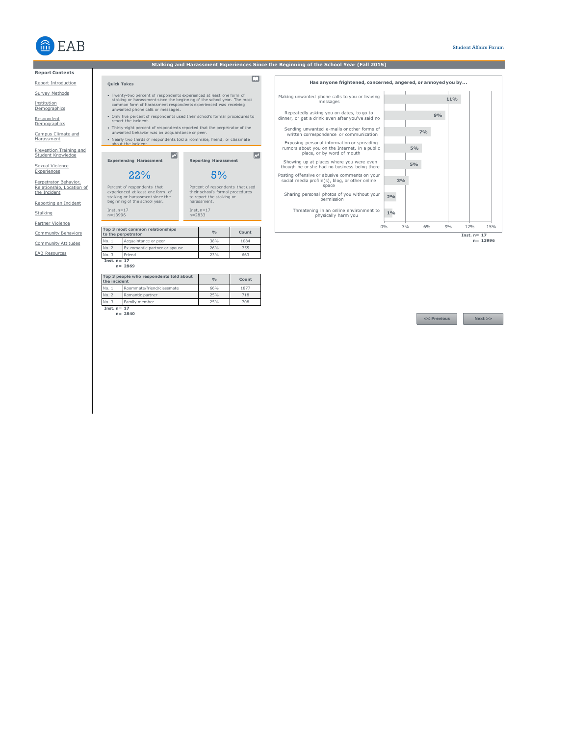Student Affairs Forum

## Stalking and Harassment Experiences Since the Beginning of the School Year (Fall 2015)

**Report Contents**

- Report Introduction
- Survey Methods
- Institution Demographics
- Respondent Demographics
- Campus Climate and Harassment
- Prevention Training and Student Knowledge
- Sexual Violence Experiences
- Perpetrator Behavior, Relationship, Location of the Incident
- Reporting an Incident
- Stalking
- Partner Violence
- Community Behaviors
- Community Attitudes
- EAB Resources

### Quick Takes

- Twenty-two percent of respondents experienced at least one form of stalking or harassment since the beginning of the school year. The most common form of harassment respondents experienced was receiving unwanted phone calls or messages.
- Only five percent of respondents used their school's formal procedures to report the incident.
- Thirty-eight percent of respondents reported that the perpetrator of the unwanted behavior was an acquaintance or peer.
- Nearly two thirds of respondents told a roommate, friend, or classmate about the incident.

### Experiencing Harassment

**22%**

Percent of respondents that experienced at least one form of stalking or harassment since the beginning of the school year.

Inst. n=17
n=13996

### Reporting Harassment

**5%**

Percent of respondents that used their school's formal procedures to report the stalking or harassment.

Inst. n=17
n=2833

| Top 3 most common relationships to the perpetrator | | % | Count |
|---|---|---|---|
| No. 1 | Acquaintance or peer | 38% | 1084 |
| No. 2 | Ex-romantic partner or spouse | 26% | 755 |
| No. 3 | Friend | 23% | 663 |

Inst. n= 17
n= 2869

| Top 3 people who respondents told about the incident | | % | Count |
|---|---|---|---|
| No. 1 | Roommate/friend/classmate | 66% | 1877 |
| No. 2 | Romantic partner | 25% | 718 |
| No. 3 | Family member | 25% | 708 |

Inst. n= 17
n= 2840

### Has anyone frightened, concerned, angered, or annoyed you by...

| Behavior | % |
|---|---|
| Making unwanted phone calls to you or leaving messages | 11% |
| Repeatedly asking you on dates, to go to dinner, or get a drink even after you've said no | 9% |
| Sending unwanted e-mails or other forms of written correspondence or communication | 7% |
| Exposing personal information or spreading rumors about you on the Internet, in a public place, or by word of mouth | 5% |
| Showing up at places where you were even though he or she had no business being there | 5% |
| Posting offensive or abusive comments on your social media profile(s), blog, or other online space | 3% |
| Sharing personal photos of you without your permission | 2% |
| Threatening in an online environment to physically harm you | 1% |

Inst. n= 17
n= 13996

<< Previous | Next >>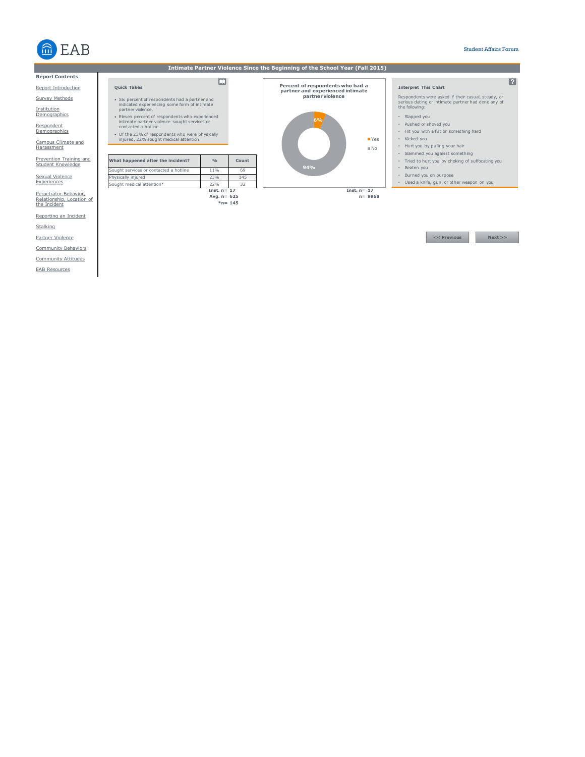EAB

Student Affairs Forum

## Intimate Partner Violence Since the Beginning of the School Year (Fall 2015)

**Report Contents**

- Report Introduction
- Survey Methods
- Institution Demographics
- Respondent Demographics
- Campus Climate and Harassment
- Prevention Training and Student Knowledge
- Sexual Violence Experiences
- Perpetrator Behavior, Relationship, Location of the Incident
- Reporting an Incident
- Stalking
- Partner Violence
- Community Behaviors
- Community Attitudes
- EAB Resources

### Quick Takes

- Six percent of respondents had a partner and indicated experiencing some form of intimate partner violence.
- Eleven percent of respondents who experienced intimate partner violence sought services or contacted a hotline.
- Of the 23% of respondents who were physically injured, 22% sought medical attention.

| What happened after the incident? | % | Count |
|---|---|---|
| Sought services or contacted a hotline | 11% | 69 |
| Physically injured | 23% | 145 |
| Sought medical attention* | 22% | 32 |

Inst. n= 17
Avg. n= 625
*n= 145

### Percent of respondents who had a partner and experienced intimate partner violence

- Yes: 6%
- No: 94%

Inst. n= 17
n= 9968

### Interpret This Chart

Respondents were asked if their casual, steady, or serious dating or intimate partner had done any of the following:

- Slapped you
- Pushed or shoved you
- Hit you with a fist or something hard
- Kicked you
- Hurt you by pulling your hair
- Slammed you against something
- Tried to hurt you by choking of suffocating you
- Beaten you
- Burned you on purpose
- Used a knife, gun, or other weapon on you

<< Previous | Next >>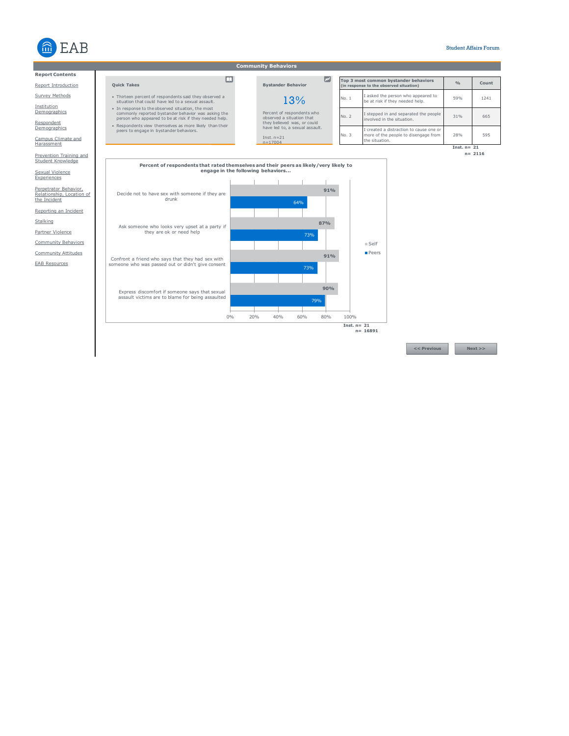## Community Behaviors

**Report Contents**

- Report Introduction
- Survey Methods
- Institution Demographics
- Respondent Demographics
- Campus Climate and Harassment
- Prevention Training and Student Knowledge
- Sexual Violence Experiences
- Perpetrator Behavior, Relationship, Location of the Incident
- Reporting an Incident
- Stalking
- Partner Violence
- Community Behaviors
- Community Attitudes
- EAB Resources

### Quick Takes

- Thirteen percent of respondents said they observed a situation that could have led to a sexual assault.
- In response to the observed situation, the most commonly reported bystander behavior was asking the person who appeared to be at risk if they needed help.
- Respondents view themselves as more likely than their peers to engage in bystander behaviors.

### Bystander Behavior

**13%**

Percent of respondents who observed a situation that they believed was, or could have led to, a sexual assault.

Inst. n=21
n=17004

| Top 3 most common bystander behaviors (in response to the observed situation) | | % | Count |
|---|---|---|---|
| No. 1 | I asked the person who appeared to be at risk if they needed help. | 59% | 1241 |
| No. 2 | I stepped in and separated the people involved in the situation. | 31% | 665 |
| No. 3 | I created a distraction to cause one or more of the people to disengage from the situation. | 28% | 595 |

Inst. n= 21
n= 2116

### Percent of respondents that rated themselves and their peers as likely/very likely to engage in the following behaviors...

| Behavior | Self | Peers |
|---|---|---|
| Decide not to have sex with someone if they are drunk | 91% | 64% |
| Ask someone who looks very upset at a party if they are ok or need help | 87% | 73% |
| Confront a friend who says that they had sex with someone who was passed out or didn't give consent | 91% | 73% |
| Express discomfort if someone says that sexual assault victims are to blame for being assaulted | 90% | 79% |

Inst. n= 21
n= 16891

<< Previous | Next >>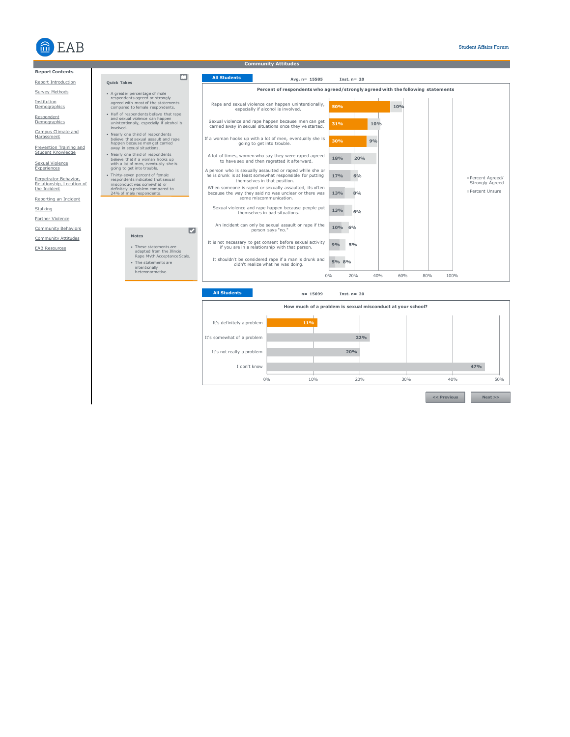# Community Attitudes

**Report Contents**

- Report Introduction
- Survey Methods
- Institution Demographics
- Respondent Demographics
- Campus Climate and Harassment
- Prevention Training and Student Knowledge
- Sexual Violence Experiences
- Perpetrator Behavior, Relationship, Location of the Incident
- Reporting an Incident
- Stalking
- Partner Violence
- Community Behaviors
- Community Attitudes
- EAB Resources

**Quick Takes**

- A greater percentage of male respondents agreed or strongly agreed with most of the statements compared to female respondents.
- Half of respondents believe that rape and sexual violence can happen unintentionally, especially if alcohol is involved.
- Nearly one third of respondents believe that sexual assault and rape happen because men get carried away in sexual situations.
- Nearly one third of respondents believe that if a woman hooks up with a lot of men, eventually she is going to get into trouble.
- Thirty-seven percent of female respondents indicated that sexual misconduct was somewhat or definitely a problem compared to 24% of male respondents.

**Notes**

- These statements are adapted from the Illinois Rape Myth Acceptance Scale.
- The statements are intentionally heteronormative.

**All Students** — Avg. n= 15585 — Inst. n= 20

**Percent of respondents who agreed/strongly agreed with the following statements**

| Statement | Percent Agreed/ Strongly Agreed | Percent Unsure |
|---|---|---|
| Rape and sexual violence can happen unintentionally, especially if alcohol is involved. | 50% | 10% |
| Sexual violence and rape happen because men get carried away in sexual situations once they've started. | 31% | 10% |
| If a woman hooks up with a lot of men, eventually she is going to get into trouble. | 30% | 9% |
| A lot of times, women who say they were raped agreed to have sex and then regretted it afterward. | 18% | 20% |
| A person who is sexually assaulted or raped while she or he is drunk is at least somewhat responsible for putting themselves in that position. | 17% | 6% |
| When someone is raped or sexually assaulted, its often because the way they said no was unclear or there was some miscommunication. | 13% | 8% |
| Sexual violence and rape happen because people put themselves in bad situations. | 13% | 6% |
| An incident can only be sexual assault or rape if the person says "no." | 10% | 6% |
| It is not necessary to get consent before sexual activity if you are in a relationship with that person. | 9% | 5% |
| It shouldn't be considered rape if a man is drunk and didn't realize what he was doing. | 5% | 8% |

**All Students** — n= 15699 — Inst. n= 20

**How much of a problem is sexual misconduct at your school?**

| Response | Percent |
|---|---|
| It's definitely a problem | 11% |
| It's somewhat of a problem | 22% |
| It's not really a problem | 20% |
| I don't know | 47% |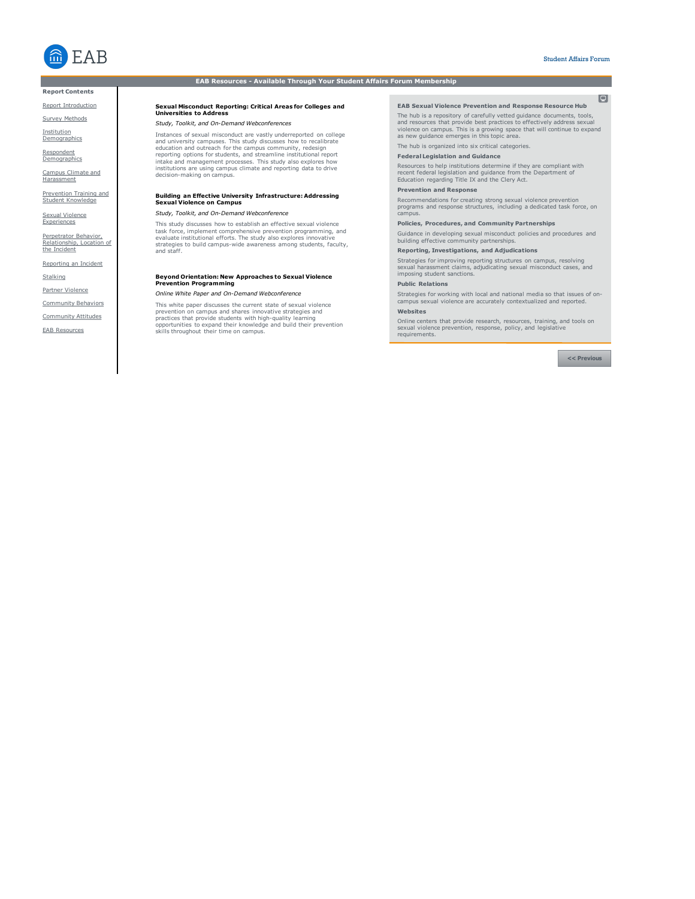# EAB Resources - Available Through Your Student Affairs Forum Membership

**Report Contents**

- Report Introduction
- Survey Methods
- Institution Demographics
- Respondent Demographics
- Campus Climate and Harassment
- Prevention Training and Student Knowledge
- Sexual Violence Experiences
- Perpetrator Behavior, Relationship, Location of the Incident
- Reporting an Incident
- Stalking
- Partner Violence
- Community Behaviors
- Community Attitudes
- EAB Resources

### Sexual Misconduct Reporting: Critical Areas for Colleges and Universities to Address

*Study, Toolkit, and On-Demand Webconferences*

Instances of sexual misconduct are vastly underreported on college and university campuses. This study discusses how to recalibrate education and outreach for the campus community, redesign reporting options for students, and streamline institutional report intake and management processes. This study also explores how institutions are using campus climate and reporting data to drive decision-making on campus.

### Building an Effective University Infrastructure: Addressing Sexual Violence on Campus

*Study, Toolkit, and On-Demand Webconference*

This study discusses how to establish an effective sexual violence task force, implement comprehensive prevention programming, and evaluate institutional efforts. The study also explores innovative strategies to build campus-wide awareness among students, faculty, and staff.

### Beyond Orientation: New Approaches to Sexual Violence Prevention Programming

*Online White Paper and On-Demand Webconference*

This white paper discusses the current state of sexual violence prevention on campus and shares innovative strategies and practices that provide students with high-quality learning opportunities to expand their knowledge and build their prevention skills throughout their time on campus.

### EAB Sexual Violence Prevention and Response Resource Hub

The hub is a repository of carefully vetted guidance documents, tools, and resources that provide best practices to effectively address sexual violence on campus. This is a growing space that will continue to expand as new guidance emerges in this topic area.

The hub is organized into six critical categories.

**Federal Legislation and Guidance**

Resources to help institutions determine if they are compliant with recent federal legislation and guidance from the Department of Education regarding Title IX and the Clery Act.

**Prevention and Response**

Recommendations for creating strong sexual violence prevention programs and response structures, including a dedicated task force, on campus.

**Policies, Procedures, and Community Partnerships**

Guidance in developing sexual misconduct policies and procedures and building effective community partnerships.

**Reporting, Investigations, and Adjudications**

Strategies for improving reporting structures on campus, resolving sexual harassment claims, adjudicating sexual misconduct cases, and imposing student sanctions.

**Public Relations**

Strategies for working with local and national media so that issues of on-campus sexual violence are accurately contextualized and reported.

**Websites**

Online centers that provide research, resources, training, and tools on sexual violence prevention, response, policy, and legislative requirements.

<< Previous